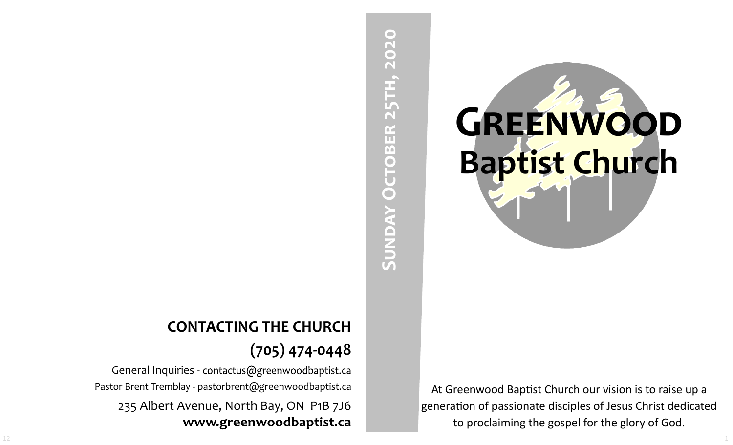## CONTACTING THE CHURCH

**(705) 474-0448**

General Inquiries - contactus@greenwoodbaptist.ca

Pastor Brent Tremblay - pastorbrent@greenwoodbaptist.ca

235 Albert Avenue, North Bay, ON P1B 7J6

**www.greenwoodbaptist.ca**

Sunday October 25th, 2020

# Greenwood Baptist Church

At Greenwood Baptist Church our vision is to raise up a generation of passionate disciples of Jesus Christ dedicated to proclaiming the gospel for the glory of God.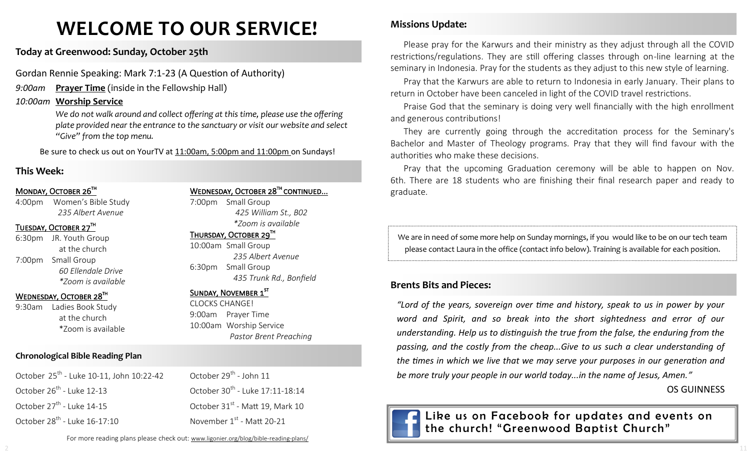# WELCOME TO OUR SERVICE!

## Today at Greenwood: Sunday, October 25th

Gordan Rennie Speaking: Mark 7:1-23 (A Question of Authority)

*9:00am* **Prayer Time** (inside in the Fellowship Hall)

*10:00am* **Worship Service**

*We do not walk around and collect offering at this time, please use the offering plate provided near the entrance to the sanctuary or visit our website and select "Give" from the top menu.*

Be sure to check us out on YourTV at 11:00am, 5:00pm and 11:00pm on Sundays!

## This Week:

**MONDAY, OCTOBER 26TH**

4:00pm Women's Bible Study
*235 Albert Avenue*

**TUESDAY, OCTOBER 27TH**

6:30pm JR. Youth Group
at the church

7:00pm Small Group
*60 Ellendale Drive*
**Zoom is available*

**WEDNESDAY, OCTOBER 28TH**

9:30am Ladies Book Study
at the church
*Zoom is available

**WEDNESDAY, OCTOBER 28TH CONTINUED...**

7:00pm Small Group
*425 William St., B02*
**Zoom is available*

**THURSDAY, OCTOBER 29TH**

10:00am Small Group
*235 Albert Avenue*

6:30pm Small Group
*435 Trunk Rd., Bonfield*

**SUNDAY, NOVEMBER 1ST**

CLOCKS CHANGE!

9:00am Prayer Time

10:00am Worship Service
*Pastor Brent Preaching*

## Chronological Bible Reading Plan

October 25th - Luke 10-11, John 10:22-42

October 26th - Luke 12-13

October 27th - Luke 14-15

October 28th - Luke 16-17:10

October 29th - John 11

October 30th - Luke 17:11-18:14

October 31st - Matt 19, Mark 10

November 1st - Matt 20-21

For more reading plans please check out: www.ligonier.org/blog/bible-reading-plans/

## Missions Update:

Please pray for the Karwurs and their ministry as they adjust through all the COVID restrictions/regulations. They are still offering classes through on-line learning at the seminary in Indonesia. Pray for the students as they adjust to this new style of learning.

Pray that the Karwurs are able to return to Indonesia in early January. Their plans to return in October have been canceled in light of the COVID travel restrictions.

Praise God that the seminary is doing very well financially with the high enrollment and generous contributions!

They are currently going through the accreditation process for the Seminary's Bachelor and Master of Theology programs. Pray that they will find favour with the authorities who make these decisions.

Pray that the upcoming Graduation ceremony will be able to happen on Nov. 6th. There are 18 students who are finishing their final research paper and ready to graduate.

We are in need of some more help on Sunday mornings, if you would like to be on our tech team please contact Laura in the office (contact info below). Training is available for each position.

## Brents Bits and Pieces:

*"Lord of the years, sovereign over time and history, speak to us in power by your word and Spirit, and so break into the short sightedness and error of our understanding. Help us to distinguish the true from the false, the enduring from the passing, and the costly from the cheap...Give to us such a clear understanding of the times in which we live that we may serve your purposes in our generation and be more truly your people in our world today...in the name of Jesus, Amen."*

OS GUINNESS

**Like us on Facebook for updates and events on the church! "Greenwood Baptist Church"**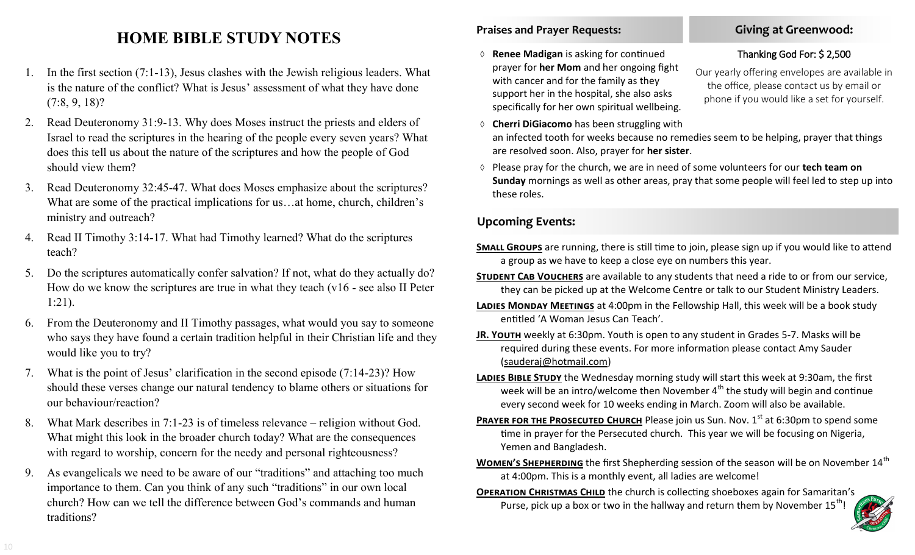# HOME BIBLE STUDY NOTES

1. In the first section (7:1-13), Jesus clashes with the Jewish religious leaders. What is the nature of the conflict? What is Jesus' assessment of what they have done (7:8, 9, 18)?
2. Read Deuteronomy 31:9-13. Why does Moses instruct the priests and elders of Israel to read the scriptures in the hearing of the people every seven years? What does this tell us about the nature of the scriptures and how the people of God should view them?
3. Read Deuteronomy 32:45-47. What does Moses emphasize about the scriptures? What are some of the practical implications for us…at home, church, children's ministry and outreach?
4. Read II Timothy 3:14-17. What had Timothy learned? What do the scriptures teach?
5. Do the scriptures automatically confer salvation? If not, what do they actually do? How do we know the scriptures are true in what they teach (v16 - see also II Peter 1:21).
6. From the Deuteronomy and II Timothy passages, what would you say to someone who says they have found a certain tradition helpful in their Christian life and they would like you to try?
7. What is the point of Jesus' clarification in the second episode (7:14-23)? How should these verses change our natural tendency to blame others or situations for our behaviour/reaction?
8. What Mark describes in 7:1-23 is of timeless relevance – religion without God. What might this look in the broader church today? What are the consequences with regard to worship, concern for the needy and personal righteousness?
9. As evangelicals we need to be aware of our "traditions" and attaching too much importance to them. Can you think of any such "traditions" in our own local church? How can we tell the difference between God's commands and human traditions?

## Praises and Prayer Requests:

- **Renee Madigan** is asking for continued prayer for **her Mom** and her ongoing fight with cancer and for the family as they support her in the hospital, she also asks specifically for her own spiritual wellbeing.
- **Cherri DiGiacomo** has been struggling with an infected tooth for weeks because no remedies seem to be helping, prayer that things are resolved soon. Also, prayer for **her sister**.
- Please pray for the church, we are in need of some volunteers for our **tech team on Sunday** mornings as well as other areas, pray that some people will feel led to step up into these roles.

## Giving at Greenwood:

Thanking God For: $ 2,500

Our yearly offering envelopes are available in the office, please contact us by email or phone if you would like a set for yourself.

## Upcoming Events:

**Small Groups** are running, there is still time to join, please sign up if you would like to attend a group as we have to keep a close eye on numbers this year.

**Student Cab Vouchers** are available to any students that need a ride to or from our service, they can be picked up at the Welcome Centre or talk to our Student Ministry Leaders.

**Ladies Monday Meetings** at 4:00pm in the Fellowship Hall, this week will be a book study entitled 'A Woman Jesus Can Teach'.

**Jr. Youth** weekly at 6:30pm. Youth is open to any student in Grades 5-7. Masks will be required during these events. For more information please contact Amy Sauder (sauderaj@hotmail.com)

**Ladies Bible Study** the Wednesday morning study will start this week at 9:30am, the first week will be an intro/welcome then November 4th the study will begin and continue every second week for 10 weeks ending in March. Zoom will also be available.

**Prayer for the Prosecuted Church** Please join us Sun. Nov. 1st at 6:30pm to spend some time in prayer for the Persecuted church. This year we will be focusing on Nigeria, Yemen and Bangladesh.

**Women's Shepherding** the first Shepherding session of the season will be on November 14th at 4:00pm. This is a monthly event, all ladies are welcome!

**Operation Christmas Child** the church is collecting shoeboxes again for Samaritan's Purse, pick up a box or two in the hallway and return them by November 15th!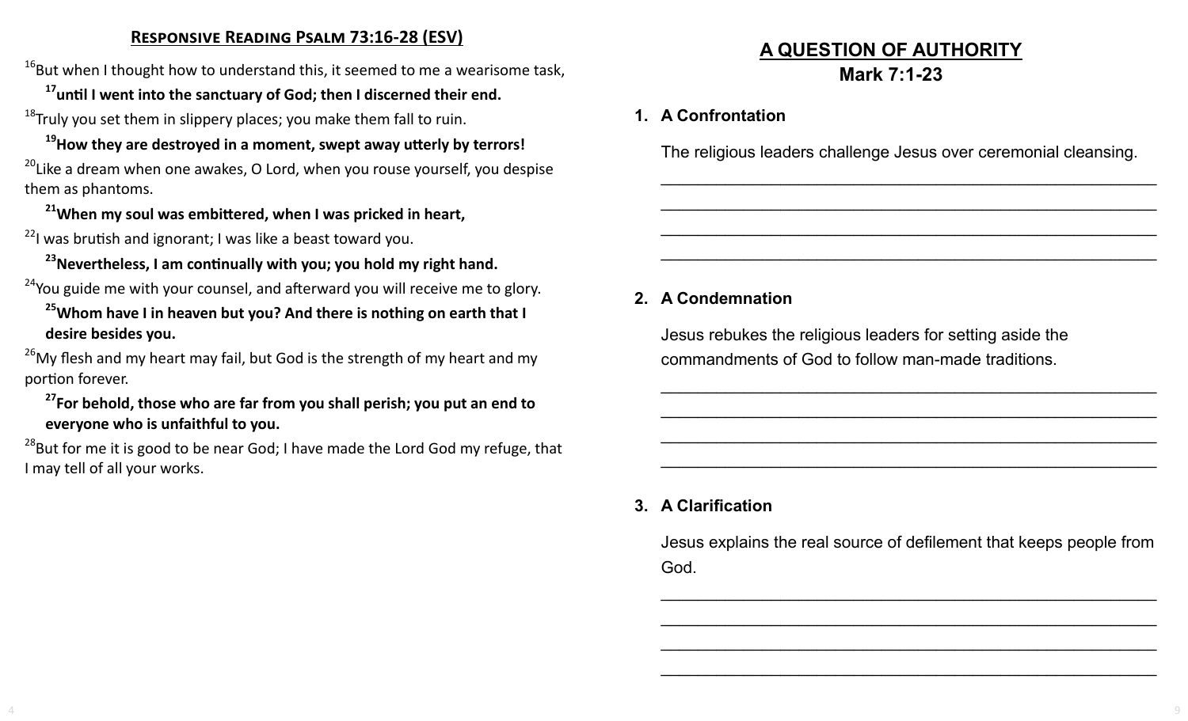## Responsive Reading Psalm 73:16-28 (ESV)

[16]But when I thought how to understand this, it seemed to me a wearisome task,

**[17]until I went into the sanctuary of God; then I discerned their end.**

[18]Truly you set them in slippery places; you make them fall to ruin.

**[19]How they are destroyed in a moment, swept away utterly by terrors!**

[20]Like a dream when one awakes, O Lord, when you rouse yourself, you despise them as phantoms.

**[21]When my soul was embittered, when I was pricked in heart,**

[22]I was brutish and ignorant; I was like a beast toward you.

**[23]Nevertheless, I am continually with you; you hold my right hand.**

[24]You guide me with your counsel, and afterward you will receive me to glory.

**[25]Whom have I in heaven but you? And there is nothing on earth that I desire besides you.**

[26]My flesh and my heart may fail, but God is the strength of my heart and my portion forever.

**[27]For behold, those who are far from you shall perish; you put an end to everyone who is unfaithful to you.**

[28]But for me it is good to be near God; I have made the Lord God my refuge, that I may tell of all your works.

## A QUESTION OF AUTHORITY
### Mark 7:1-23

1. **A Confrontation**

   The religious leaders challenge Jesus over ceremonial cleansing.

   ________________________________________________________

   ________________________________________________________

   ________________________________________________________

   ________________________________________________________

2. **A Condemnation**

   Jesus rebukes the religious leaders for setting aside the commandments of God to follow man-made traditions.

   ________________________________________________________

   ________________________________________________________

   ________________________________________________________

   ________________________________________________________

3. **A Clarification**

   Jesus explains the real source of defilement that keeps people from God.

   ________________________________________________________

   ________________________________________________________

   ________________________________________________________

   ________________________________________________________